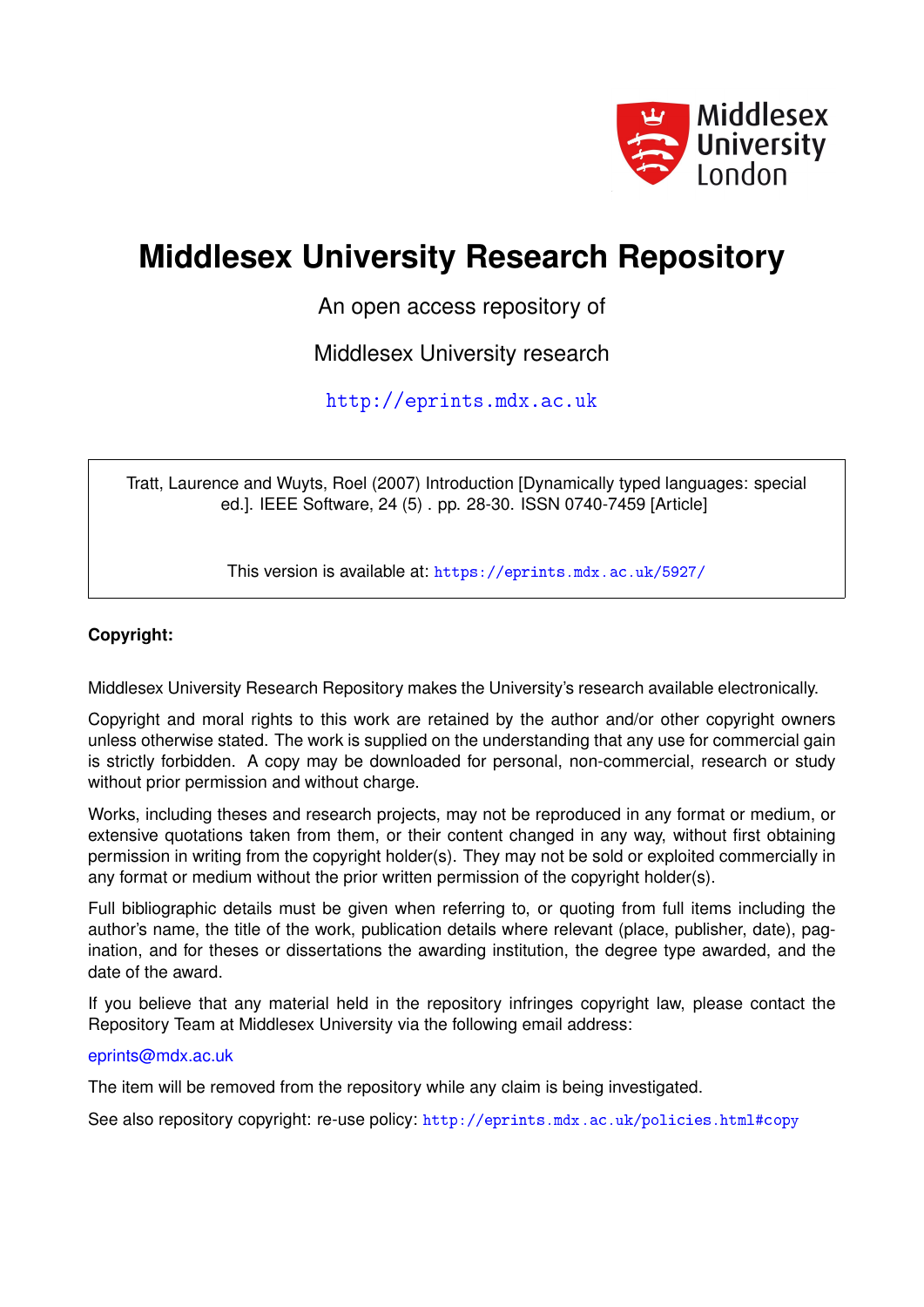# Middlesex University Research Repository

An open access repository of

Middlesex University research

http://eprints.mdx.ac.uk

Tratt, Laurence and Wuyts, Roel (2007) Introduction [Dynamically typed languages: special ed.]. IEEE Software, 24 (5) . pp. 28-30. ISSN 0740-7459 [Article]

This version is available at: https://eprints.mdx.ac.uk/5927/

**Copyright:**

Middlesex University Research Repository makes the University's research available electronically.

Copyright and moral rights to this work are retained by the author and/or other copyright owners unless otherwise stated. The work is supplied on the understanding that any use for commercial gain is strictly forbidden. A copy may be downloaded for personal, non-commercial, research or study without prior permission and without charge.

Works, including theses and research projects, may not be reproduced in any format or medium, or extensive quotations taken from them, or their content changed in any way, without first obtaining permission in writing from the copyright holder(s). They may not be sold or exploited commercially in any format or medium without the prior written permission of the copyright holder(s).

Full bibliographic details must be given when referring to, or quoting from full items including the author's name, the title of the work, publication details where relevant (place, publisher, date), pagination, and for theses or dissertations the awarding institution, the degree type awarded, and the date of the award.

If you believe that any material held in the repository infringes copyright law, please contact the Repository Team at Middlesex University via the following email address:

eprints@mdx.ac.uk

The item will be removed from the repository while any claim is being investigated.

See also repository copyright: re-use policy: http://eprints.mdx.ac.uk/policies.html#copy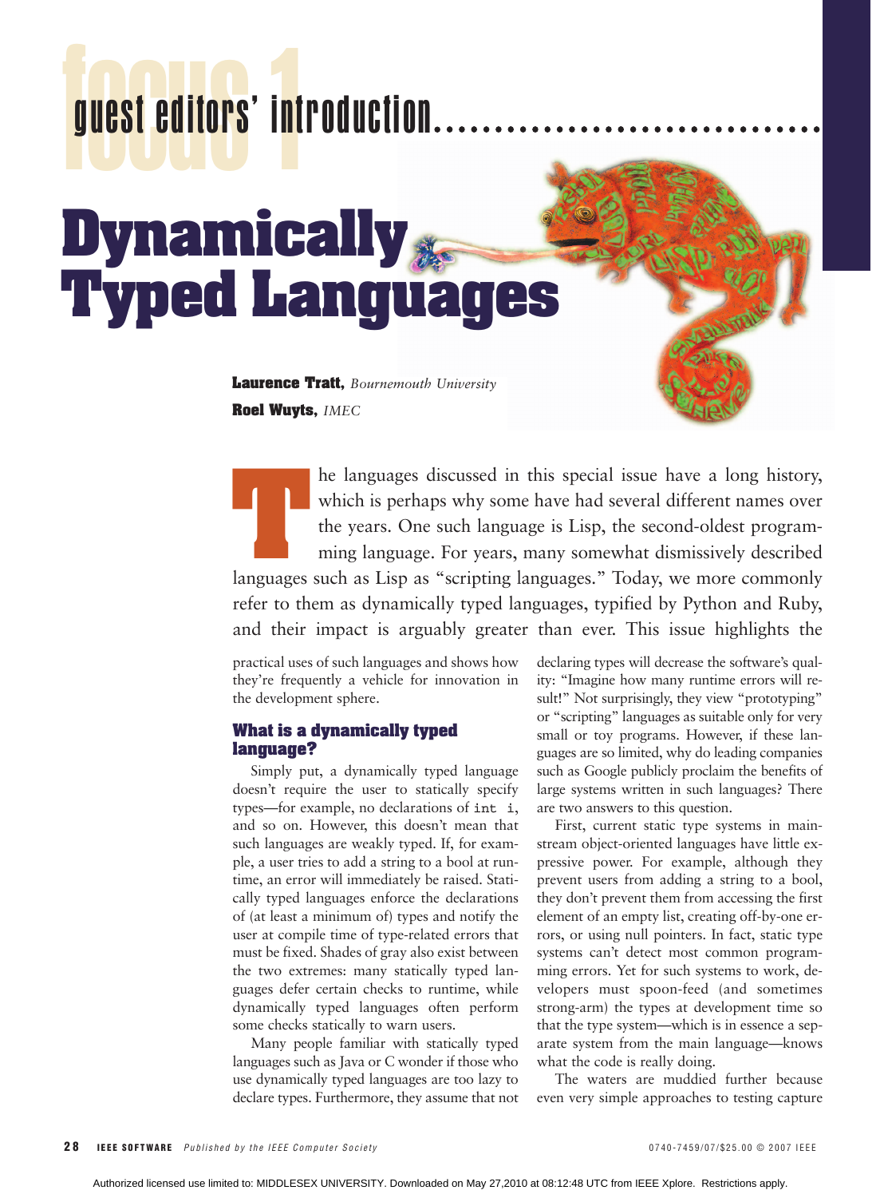focus 1

guest editors' introduction

# Dynamically Typed Languages

**Laurence Tratt**, *Bournemouth University*

**Roel Wuyts**, *IMEC*

The languages discussed in this special issue have a long history, which is perhaps why some have had several different names over the years. One such language is Lisp, the second-oldest programming language. For years, many somewhat dismissively described languages such as Lisp as "scripting languages." Today, we more commonly refer to them as dynamically typed languages, typified by Python and Ruby, and their impact is arguably greater than ever. This issue highlights the practical uses of such languages and shows how they're frequently a vehicle for innovation in the development sphere.

## What is a dynamically typed language?

Simply put, a dynamically typed language doesn't require the user to statically specify types—for example, no declarations of `int i`, and so on. However, this doesn't mean that such languages are weakly typed. If, for example, a user tries to add a string to a bool at runtime, an error will immediately be raised. Statically typed languages enforce the declarations of (at least a minimum of) types and notify the user at compile time of type-related errors that must be fixed. Shades of gray also exist between the two extremes: many statically typed languages defer certain checks to runtime, while dynamically typed languages often perform some checks statically to warn users.

Many people familiar with statically typed languages such as Java or C wonder if those who use dynamically typed languages are too lazy to declare types. Furthermore, they assume that not declaring types will decrease the software's quality: "Imagine how many runtime errors will result!" Not surprisingly, they view "prototyping" or "scripting" languages as suitable only for very small or toy programs. However, if these languages are so limited, why do leading companies such as Google publicly proclaim the benefits of large systems written in such languages? There are two answers to this question.

First, current static type systems in mainstream object-oriented languages have little expressive power. For example, although they prevent users from adding a string to a bool, they don't prevent them from accessing the first element of an empty list, creating off-by-one errors, or using null pointers. In fact, static type systems can't detect most common programming errors. Yet for such systems to work, developers must spoon-feed (and sometimes strong-arm) the types at development time so that the type system—which is in essence a separate system from the main language—knows what the code is really doing.

The waters are muddied further because even very simple approaches to testing capture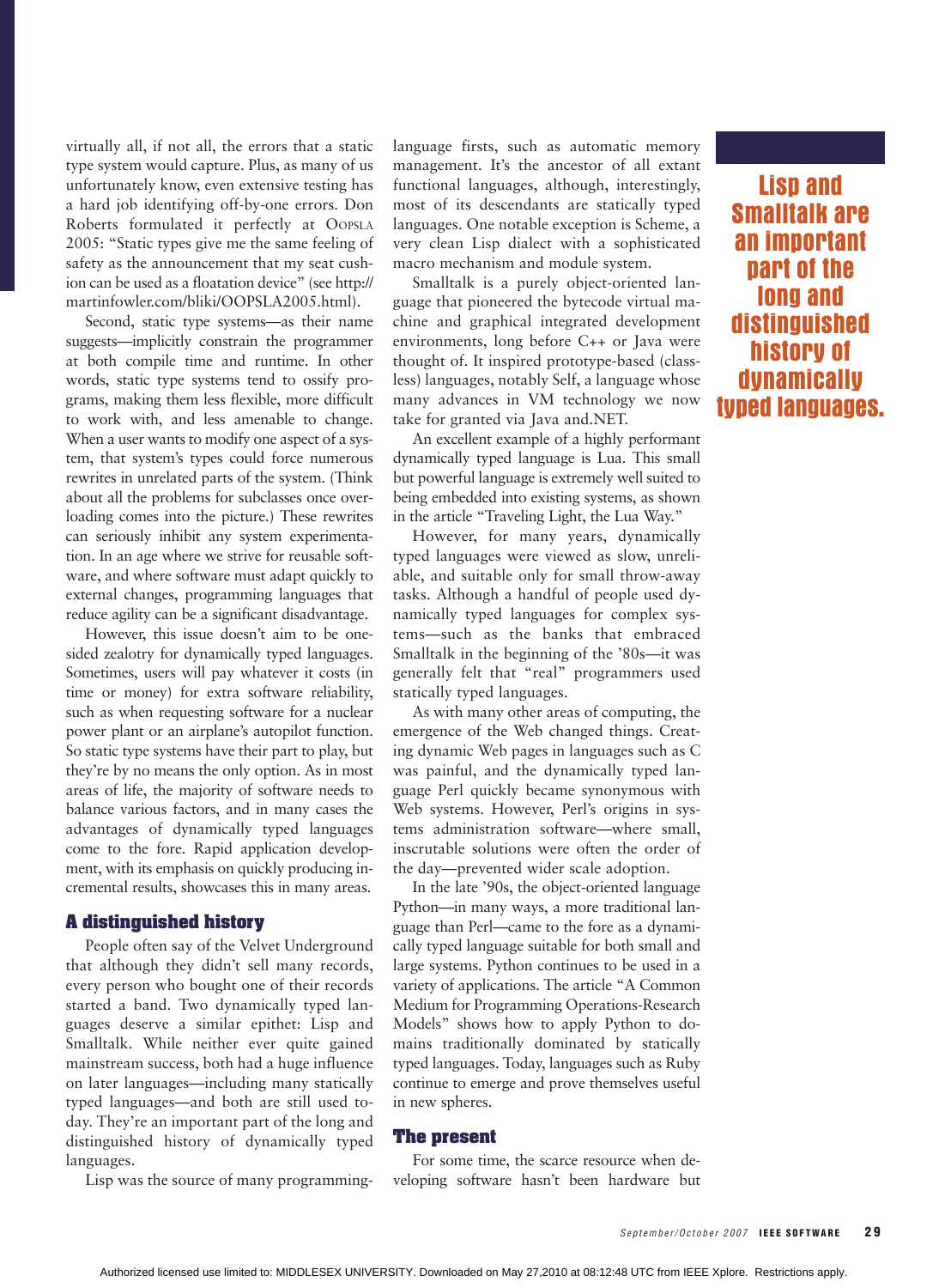virtually all, if not all, the errors that a static type system would capture. Plus, as many of us unfortunately know, even extensive testing has a hard job identifying off-by-one errors. Don Roberts formulated it perfectly at OOPSLA 2005: "Static types give me the same feeling of safety as the announcement that my seat cushion can be used as a floatation device" (see http://martinfowler.com/bliki/OOPSLA2005.html).

Second, static type systems—as their name suggests—implicitly constrain the programmer at both compile time and runtime. In other words, static type systems tend to ossify programs, making them less flexible, more difficult to work with, and less amenable to change. When a user wants to modify one aspect of a system, that system's types could force numerous rewrites in unrelated parts of the system. (Think about all the problems for subclasses once overloading comes into the picture.) These rewrites can seriously inhibit any system experimentation. In an age where we strive for reusable software, and where software must adapt quickly to external changes, programming languages that reduce agility can be a significant disadvantage.

However, this issue doesn't aim to be one-sided zealotry for dynamically typed languages. Sometimes, users will pay whatever it costs (in time or money) for extra software reliability, such as when requesting software for a nuclear power plant or an airplane's autopilot function. So static type systems have their part to play, but they're by no means the only option. As in most areas of life, the majority of software needs to balance various factors, and in many cases the advantages of dynamically typed languages come to the fore. Rapid application development, with its emphasis on quickly producing incremental results, showcases this in many areas.

## A distinguished history

People often say of the Velvet Underground that although they didn't sell many records, every person who bought one of their records started a band. Two dynamically typed languages deserve a similar epithet: Lisp and Smalltalk. While neither ever quite gained mainstream success, both had a huge influence on later languages—including many statically typed languages—and both are still used today. They're an important part of the long and distinguished history of dynamically typed languages.

Lisp was the source of many programming-language firsts, such as automatic memory management. It's the ancestor of all extant functional languages, although, interestingly, most of its descendants are statically typed languages. One notable exception is Scheme, a very clean Lisp dialect with a sophisticated macro mechanism and module system.

Smalltalk is a purely object-oriented language that pioneered the bytecode virtual machine and graphical integrated development environments, long before C++ or Java were thought of. It inspired prototype-based (classless) languages, notably Self, a language whose many advances in VM technology we now take for granted via Java and.NET.

An excellent example of a highly performant dynamically typed language is Lua. This small but powerful language is extremely well suited to being embedded into existing systems, as shown in the article "Traveling Light, the Lua Way."

However, for many years, dynamically typed languages were viewed as slow, unreliable, and suitable only for small throw-away tasks. Although a handful of people used dynamically typed languages for complex systems—such as the banks that embraced Smalltalk in the beginning of the '80s—it was generally felt that "real" programmers used statically typed languages.

As with many other areas of computing, the emergence of the Web changed things. Creating dynamic Web pages in languages such as C was painful, and the dynamically typed language Perl quickly became synonymous with Web systems. However, Perl's origins in systems administration software—where small, inscrutable solutions were often the order of the day—prevented wider scale adoption.

In the late '90s, the object-oriented language Python—in many ways, a more traditional language than Perl—came to the fore as a dynamically typed language suitable for both small and large systems. Python continues to be used in a variety of applications. The article "A Common Medium for Programming Operations-Research Models" shows how to apply Python to domains traditionally dominated by statically typed languages. Today, languages such as Ruby continue to emerge and prove themselves useful in new spheres.

**Lisp and Smalltalk are an important part of the long and distinguished history of dynamically typed languages.**

## The present

For some time, the scarce resource when developing software hasn't been hardware but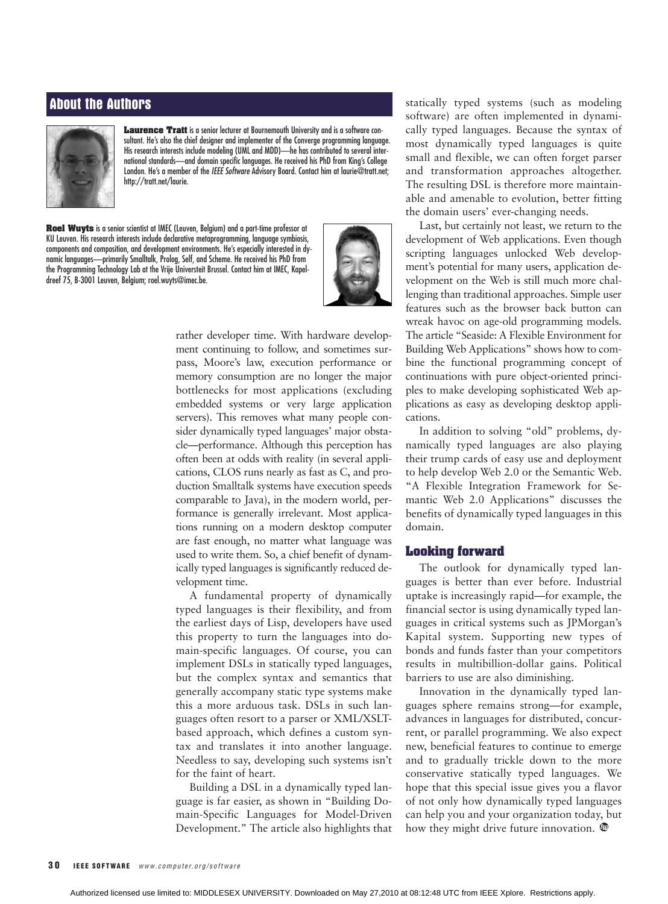rather developer time. With hardware development continuing to follow, and sometimes surpass, Moore's law, execution performance or memory consumption are no longer the major bottlenecks for most applications (excluding embedded systems or very large application servers). This removes what many people consider dynamically typed languages' major obstacle—performance. Although this perception has often been at odds with reality (in several applications, CLOS runs nearly as fast as C, and production Smalltalk systems have execution speeds comparable to Java), in the modern world, performance is generally irrelevant. Most applications running on a modern desktop computer are fast enough, no matter what language was used to write them. So, a chief benefit of dynamically typed languages is significantly reduced development time.

A fundamental property of dynamically typed languages is their flexibility, and from the earliest days of Lisp, developers have used this property to turn the languages into domain-specific languages. Of course, you can implement DSLs in statically typed languages, but the complex syntax and semantics that generally accompany static type systems make this a more arduous task. DSLs in such languages often resort to a parser or XML/XSLT-based approach, which defines a custom syntax and translates it into another language. Needless to say, developing such systems isn't for the faint of heart.

Building a DSL in a dynamically typed language is far easier, as shown in "Building Domain-Specific Languages for Model-Driven Development." The article also highlights that statically typed systems (such as modeling software) are often implemented in dynamically typed languages. Because the syntax of most dynamically typed languages is quite small and flexible, we can often forget parser and transformation approaches altogether. The resulting DSL is therefore more maintainable and amenable to evolution, better fitting the domain users' ever-changing needs.

Last, but certainly not least, we return to the development of Web applications. Even though scripting languages unlocked Web development's potential for many users, application development on the Web is still much more challenging than traditional approaches. Simple user features such as the browser back button can wreak havoc on age-old programming models. The article "Seaside: A Flexible Environment for Building Web Applications" shows how to combine the functional programming concept of continuations with pure object-oriented principles to make developing sophisticated Web applications as easy as developing desktop applications.

In addition to solving "old" problems, dynamically typed languages are also playing their trump cards of easy use and deployment to help develop Web 2.0 or the Semantic Web. "A Flexible Integration Framework for Semantic Web 2.0 Applications" discusses the benefits of dynamically typed languages in this domain.

## Looking forward

The outlook for dynamically typed languages is better than ever before. Industrial uptake is increasingly rapid—for example, the financial sector is using dynamically typed languages in critical systems such as JPMorgan's Kapital system. Supporting new types of bonds and funds faster than your competitors results in multibillion-dollar gains. Political barriers to use are also diminishing.

Innovation in the dynamically typed languages sphere remains strong—for example, advances in languages for distributed, concurrent, or parallel programming. We also expect new, beneficial features to continue to emerge and to gradually trickle down to the more conservative statically typed languages. We hope that this special issue gives you a flavor of not only how dynamically typed languages can help you and your organization today, but how they might drive future innovation.

## About the Authors

**Laurence Tratt** is a senior lecturer at Bournemouth University and is a software consultant. He's also the chief designer and implementer of the Converge programming language. His research interests include modeling (UML and MDD)—he has contributed to several international standards—and domain specific languages. He received his PhD from King's College London. He's a member of the *IEEE Software* Advisory Board. Contact him at laurie@tratt.net; http://tratt.net/laurie.

**Roel Wuyts** is a senior scientist at IMEC (Leuven, Belgium) and a part-time professor at KU Leuven. His research interests include declarative metaprogramming, language symbiosis, components and composition, and development environments. He's especially interested in dynamic languages—primarily Smalltalk, Prolog, Self, and Scheme. He received his PhD from the Programming Technology Lab at the Vrije Universteit Brussel. Contact him at IMEC, Kapeldreef 75, B-3001 Leuven, Belgium; roel.wuyts@imec.be.